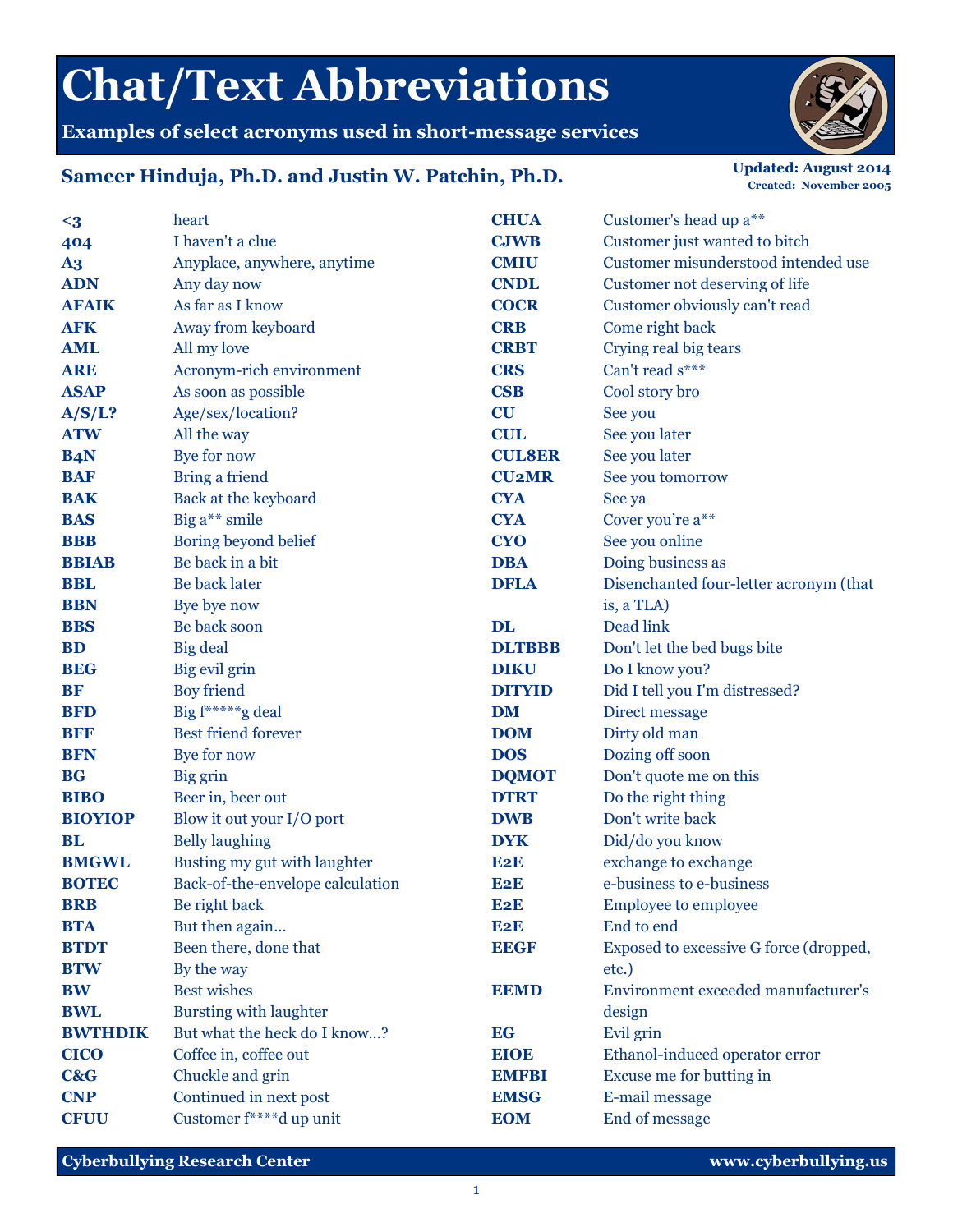# Chat/Text Abbreviations

**Examples of select acronyms used in short-message services**

**Sameer Hinduja, Ph.D. and Justin W. Patchin, Ph.D.**

**Updated: August 2014**
**Created: November 2005**

| | |
|---|---|
| **<3** | heart |
| **404** | I haven't a clue |
| **A3** | Anyplace, anywhere, anytime |
| **ADN** | Any day now |
| **AFAIK** | As far as I know |
| **AFK** | Away from keyboard |
| **AML** | All my love |
| **ARE** | Acronym-rich environment |
| **ASAP** | As soon as possible |
| **A/S/L?** | Age/sex/location? |
| **ATW** | All the way |
| **B4N** | Bye for now |
| **BAF** | Bring a friend |
| **BAK** | Back at the keyboard |
| **BAS** | Big a** smile |
| **BBB** | Boring beyond belief |
| **BBIAB** | Be back in a bit |
| **BBL** | Be back later |
| **BBN** | Bye bye now |
| **BBS** | Be back soon |
| **BD** | Big deal |
| **BEG** | Big evil grin |
| **BF** | Boy friend |
| **BFD** | Big f*****g deal |
| **BFF** | Best friend forever |
| **BFN** | Bye for now |
| **BG** | Big grin |
| **BIBO** | Beer in, beer out |
| **BIOYIOP** | Blow it out your I/O port |
| **BL** | Belly laughing |
| **BMGWL** | Busting my gut with laughter |
| **BOTEC** | Back-of-the-envelope calculation |
| **BRB** | Be right back |
| **BTA** | But then again... |
| **BTDT** | Been there, done that |
| **BTW** | By the way |
| **BW** | Best wishes |
| **BWL** | Bursting with laughter |
| **BWTHDIK** | But what the heck do I know...? |
| **CICO** | Coffee in, coffee out |
| **C&G** | Chuckle and grin |
| **CNP** | Continued in next post |
| **CFUU** | Customer f****d up unit |
| **CHUA** | Customer's head up a** |
| **CJWB** | Customer just wanted to bitch |
| **CMIU** | Customer misunderstood intended use |
| **CNDL** | Customer not deserving of life |
| **COCR** | Customer obviously can't read |
| **CRB** | Come right back |
| **CRBT** | Crying real big tears |
| **CRS** | Can't read s*** |
| **CSB** | Cool story bro |
| **CU** | See you |
| **CUL** | See you later |
| **CUL8ER** | See you later |
| **CU2MR** | See you tomorrow |
| **CYA** | See ya |
| **CYA** | Cover you're a** |
| **CYO** | See you online |
| **DBA** | Doing business as |
| **DFLA** | Disenchanted four-letter acronym (that is, a TLA) |
| **DL** | Dead link |
| **DLTBBB** | Don't let the bed bugs bite |
| **DIKU** | Do I know you? |
| **DITYID** | Did I tell you I'm distressed? |
| **DM** | Direct message |
| **DOM** | Dirty old man |
| **DOS** | Dozing off soon |
| **DQMOT** | Don't quote me on this |
| **DTRT** | Do the right thing |
| **DWB** | Don't write back |
| **DYK** | Did/do you know |
| **E2E** | exchange to exchange |
| **E2E** | e-business to e-business |
| **E2E** | Employee to employee |
| **E2E** | End to end |
| **EEGF** | Exposed to excessive G force (dropped, etc.) |
| **EEMD** | Environment exceeded manufacturer's design |
| **EG** | Evil grin |
| **EIOE** | Ethanol-induced operator error |
| **EMFBI** | Excuse me for butting in |
| **EMSG** | E-mail message |
| **EOM** | End of message |

**Cyberbullying Research Center** **www.cyberbullying.us**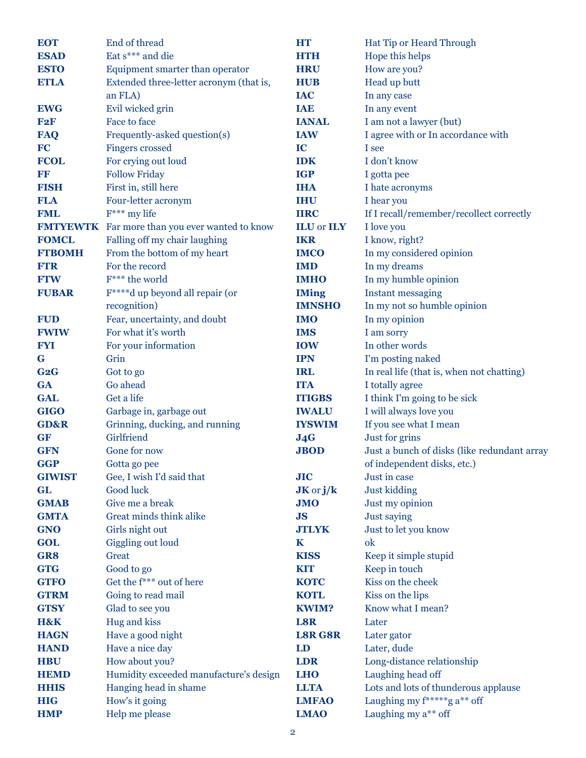| | |
|---|---|
| **EOT** | End of thread |
| **ESAD** | Eat s*** and die |
| **ESTO** | Equipment smarter than operator |
| **ETLA** | Extended three-letter acronym (that is, an FLA) |
| **EWG** | Evil wicked grin |
| **F2F** | Face to face |
| **FAQ** | Frequently-asked question(s) |
| **FC** | Fingers crossed |
| **FCOL** | For crying out loud |
| **FF** | Follow Friday |
| **FISH** | First in, still here |
| **FLA** | Four-letter acronym |
| **FML** | F*** my life |
| **FMTYEWTK** | Far more than you ever wanted to know |
| **FOMCL** | Falling off my chair laughing |
| **FTBOMH** | From the bottom of my heart |
| **FTR** | For the record |
| **FTW** | F*** the world |
| **FUBAR** | F****d up beyond all repair (or recognition) |
| **FUD** | Fear, uncertainty, and doubt |
| **FWIW** | For what it's worth |
| **FYI** | For your information |
| **G** | Grin |
| **G2G** | Got to go |
| **GA** | Go ahead |
| **GAL** | Get a life |
| **GIGO** | Garbage in, garbage out |
| **GD&R** | Grinning, ducking, and running |
| **GF** | Girlfriend |
| **GFN** | Gone for now |
| **GGP** | Gotta go pee |
| **GIWIST** | Gee, I wish I'd said that |
| **GL** | Good luck |
| **GMAB** | Give me a break |
| **GMTA** | Great minds think alike |
| **GNO** | Girls night out |
| **GOL** | Giggling out loud |
| **GR8** | Great |
| **GTG** | Good to go |
| **GTFO** | Get the f*** out of here |
| **GTRM** | Going to read mail |
| **GTSY** | Glad to see you |
| **H&K** | Hug and kiss |
| **HAGN** | Have a good night |
| **HAND** | Have a nice day |
| **HBU** | How about you? |
| **HEMD** | Humidity exceeded manufacture's design |
| **HHIS** | Hanging head in shame |
| **HIG** | How's it going |
| **HMP** | Help me please |
| **HT** | Hat Tip or Heard Through |
| **HTH** | Hope this helps |
| **HRU** | How are you? |
| **HUB** | Head up butt |
| **IAC** | In any case |
| **IAE** | In any event |
| **IANAL** | I am not a lawyer (but) |
| **IAW** | I agree with or In accordance with |
| **IC** | I see |
| **IDK** | I don't know |
| **IGP** | I gotta pee |
| **IHA** | I hate acronyms |
| **IHU** | I hear you |
| **IIRC** | If I recall/remember/recollect correctly |
| **ILU** or **ILY** | I love you |
| **IKR** | I know, right? |
| **IMCO** | In my considered opinion |
| **IMD** | In my dreams |
| **IMHO** | In my humble opinion |
| **IMing** | Instant messaging |
| **IMNSHO** | In my not so humble opinion |
| **IMO** | In my opinion |
| **IMS** | I am sorry |
| **IOW** | In other words |
| **IPN** | I'm posting naked |
| **IRL** | In real life (that is, when not chatting) |
| **ITA** | I totally agree |
| **ITIGBS** | I think I'm going to be sick |
| **IWALU** | I will always love you |
| **IYSWIM** | If you see what I mean |
| **J4G** | Just for grins |
| **JBOD** | Just a bunch of disks (like redundant array of independent disks, etc.) |
| **JIC** | Just in case |
| **JK** or **j/k** | Just kidding |
| **JMO** | Just my opinion |
| **JS** | Just saying |
| **JTLYK** | Just to let you know |
| **K** | ok |
| **KISS** | Keep it simple stupid |
| **KIT** | Keep in touch |
| **KOTC** | Kiss on the cheek |
| **KOTL** | Kiss on the lips |
| **KWIM?** | Know what I mean? |
| **L8R** | Later |
| **L8R G8R** | Later gator |
| **LD** | Later, dude |
| **LDR** | Long-distance relationship |
| **LHO** | Laughing head off |
| **LLTA** | Lots and lots of thunderous applause |
| **LMFAO** | Laughing my f*****g a** off |
| **LMAO** | Laughing my a** off |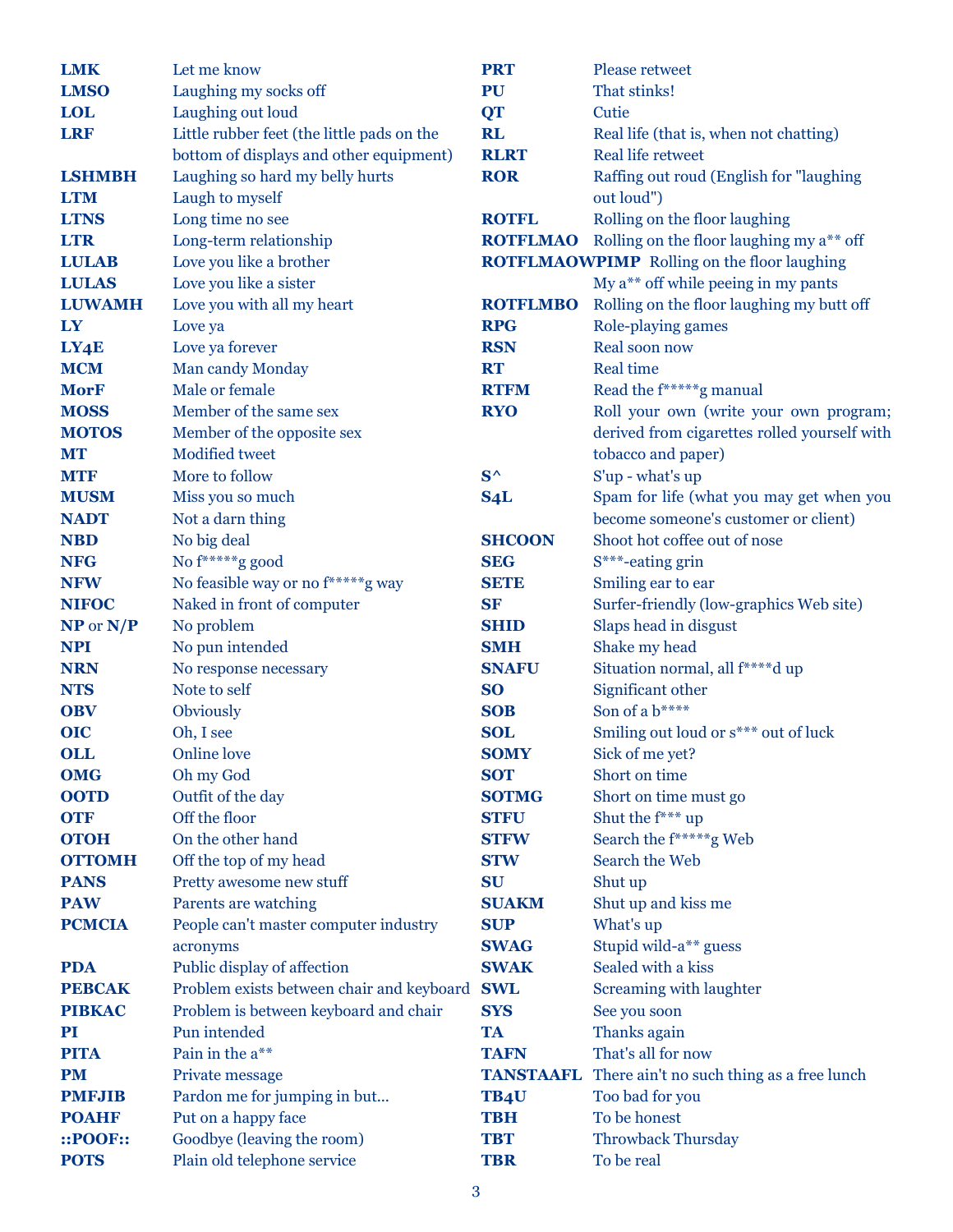| | |
|---|---|
| **LMK** | Let me know |
| **LMSO** | Laughing my socks off |
| **LOL** | Laughing out loud |
| **LRF** | Little rubber feet (the little pads on the bottom of displays and other equipment) |
| **LSHMBH** | Laughing so hard my belly hurts |
| **LTM** | Laugh to myself |
| **LTNS** | Long time no see |
| **LTR** | Long-term relationship |
| **LULAB** | Love you like a brother |
| **LULAS** | Love you like a sister |
| **LUWAMH** | Love you with all my heart |
| **LY** | Love ya |
| **LY4E** | Love ya forever |
| **MCM** | Man candy Monday |
| **MorF** | Male or female |
| **MOSS** | Member of the same sex |
| **MOTOS** | Member of the opposite sex |
| **MT** | Modified tweet |
| **MTF** | More to follow |
| **MUSM** | Miss you so much |
| **NADT** | Not a darn thing |
| **NBD** | No big deal |
| **NFG** | No f*****g good |
| **NFW** | No feasible way or no f*****g way |
| **NIFOC** | Naked in front of computer |
| **NP** or **N/P** | No problem |
| **NPI** | No pun intended |
| **NRN** | No response necessary |
| **NTS** | Note to self |
| **OBV** | Obviously |
| **OIC** | Oh, I see |
| **OLL** | Online love |
| **OMG** | Oh my God |
| **OOTD** | Outfit of the day |
| **OTF** | Off the floor |
| **OTOH** | On the other hand |
| **OTTOMH** | Off the top of my head |
| **PANS** | Pretty awesome new stuff |
| **PAW** | Parents are watching |
| **PCMCIA** | People can't master computer industry acronyms |
| **PDA** | Public display of affection |
| **PEBCAK** | Problem exists between chair and keyboard |
| **PIBKAC** | Problem is between keyboard and chair |
| **PI** | Pun intended |
| **PITA** | Pain in the a** |
| **PM** | Private message |
| **PMFJIB** | Pardon me for jumping in but... |
| **POAHF** | Put on a happy face |
| **::POOF::** | Goodbye (leaving the room) |
| **POTS** | Plain old telephone service |
| **PRT** | Please retweet |
| **PU** | That stinks! |
| **QT** | Cutie |
| **RL** | Real life (that is, when not chatting) |
| **RLRT** | Real life retweet |
| **ROR** | Raffing out roud (English for "laughing out loud") |
| **ROTFL** | Rolling on the floor laughing |
| **ROTFLMAO** | Rolling on the floor laughing my a** off |
| **ROTFLMAOWPIMP** | Rolling on the floor laughing My a** off while peeing in my pants |
| **ROTFLMBO** | Rolling on the floor laughing my butt off |
| **RPG** | Role-playing games |
| **RSN** | Real soon now |
| **RT** | Real time |
| **RTFM** | Read the f*****g manual |
| **RYO** | Roll your own (write your own program; derived from cigarettes rolled yourself with tobacco and paper) |
| **S^** | S'up - what's up |
| **S4L** | Spam for life (what you may get when you become someone's customer or client) |
| **SHCOON** | Shoot hot coffee out of nose |
| **SEG** | S***-eating grin |
| **SETE** | Smiling ear to ear |
| **SF** | Surfer-friendly (low-graphics Web site) |
| **SHID** | Slaps head in disgust |
| **SMH** | Shake my head |
| **SNAFU** | Situation normal, all f****d up |
| **SO** | Significant other |
| **SOB** | Son of a b**** |
| **SOL** | Smiling out loud or s*** out of luck |
| **SOMY** | Sick of me yet? |
| **SOT** | Short on time |
| **SOTMG** | Short on time must go |
| **STFU** | Shut the f*** up |
| **STFW** | Search the f*****g Web |
| **STW** | Search the Web |
| **SU** | Shut up |
| **SUAKM** | Shut up and kiss me |
| **SUP** | What's up |
| **SWAG** | Stupid wild-a** guess |
| **SWAK** | Sealed with a kiss |
| **SWL** | Screaming with laughter |
| **SYS** | See you soon |
| **TA** | Thanks again |
| **TAFN** | That's all for now |
| **TANSTAAFL** | There ain't no such thing as a free lunch |
| **TB4U** | Too bad for you |
| **TBH** | To be honest |
| **TBT** | Throwback Thursday |
| **TBR** | To be real |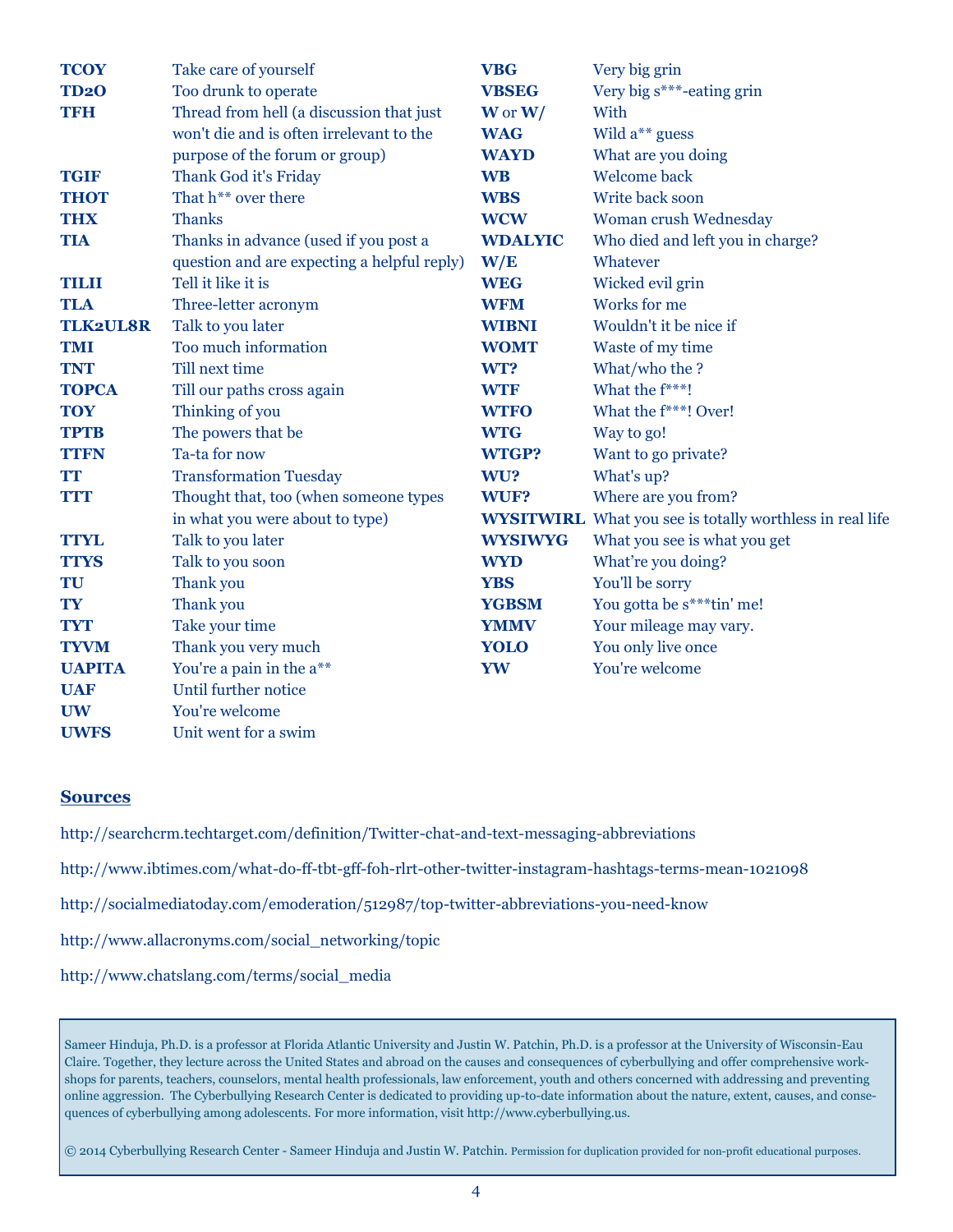| | |
|---|---|
| **TCOY** | Take care of yourself |
| **TD2O** | Too drunk to operate |
| **TFH** | Thread from hell (a discussion that just won't die and is often irrelevant to the purpose of the forum or group) |
| **TGIF** | Thank God it's Friday |
| **THOT** | That h** over there |
| **THX** | Thanks |
| **TIA** | Thanks in advance (used if you post a question and are expecting a helpful reply) |
| **TILII** | Tell it like it is |
| **TLA** | Three-letter acronym |
| **TLK2UL8R** | Talk to you later |
| **TMI** | Too much information |
| **TNT** | Till next time |
| **TOPCA** | Till our paths cross again |
| **TOY** | Thinking of you |
| **TPTB** | The powers that be |
| **TTFN** | Ta-ta for now |
| **TT** | Transformation Tuesday |
| **TTT** | Thought that, too (when someone types in what you were about to type) |
| **TTYL** | Talk to you later |
| **TTYS** | Talk to you soon |
| **TU** | Thank you |
| **TY** | Thank you |
| **TYT** | Take your time |
| **TYVM** | Thank you very much |
| **UAPITA** | You're a pain in the a** |
| **UAF** | Until further notice |
| **UW** | You're welcome |
| **UWFS** | Unit went for a swim |
| **VBG** | Very big grin |
| **VBSEG** | Very big s***-eating grin |
| **W** or **W/** | With |
| **WAG** | Wild a** guess |
| **WAYD** | What are you doing |
| **WB** | Welcome back |
| **WBS** | Write back soon |
| **WCW** | Woman crush Wednesday |
| **WDALYIC** | Who died and left you in charge? |
| **W/E** | Whatever |
| **WEG** | Wicked evil grin |
| **WFM** | Works for me |
| **WIBNI** | Wouldn't it be nice if |
| **WOMT** | Waste of my time |
| **WT?** | What/who the ? |
| **WTF** | What the f***! |
| **WTFO** | What the f***! Over! |
| **WTG** | Way to go! |
| **WTGP?** | Want to go private? |
| **WU?** | What's up? |
| **WUF?** | Where are you from? |
| **WYSITWIRL** | What you see is totally worthless in real life |
| **WYSIWYG** | What you see is what you get |
| **WYD** | What're you doing? |
| **YBS** | You'll be sorry |
| **YGBSM** | You gotta be s***tin' me! |
| **YMMV** | Your mileage may vary. |
| **YOLO** | You only live once |
| **YW** | You're welcome |

## Sources

http://searchcrm.techtarget.com/definition/Twitter-chat-and-text-messaging-abbreviations

http://www.ibtimes.com/what-do-ff-tbt-gff-foh-rlrt-other-twitter-instagram-hashtags-terms-mean-1021098

http://socialmediatoday.com/emoderation/512987/top-twitter-abbreviations-you-need-know

http://www.allacronyms.com/social_networking/topic

http://www.chatslang.com/terms/social_media

Sameer Hinduja, Ph.D. is a professor at Florida Atlantic University and Justin W. Patchin, Ph.D. is a professor at the University of Wisconsin-Eau Claire. Together, they lecture across the United States and abroad on the causes and consequences of cyberbullying and offer comprehensive workshops for parents, teachers, counselors, mental health professionals, law enforcement, youth and others concerned with addressing and preventing online aggression. The Cyberbullying Research Center is dedicated to providing up-to-date information about the nature, extent, causes, and consequences of cyberbullying among adolescents. For more information, visit http://www.cyberbullying.us.

© 2014 Cyberbullying Research Center - Sameer Hinduja and Justin W. Patchin. Permission for duplication provided for non-profit educational purposes.